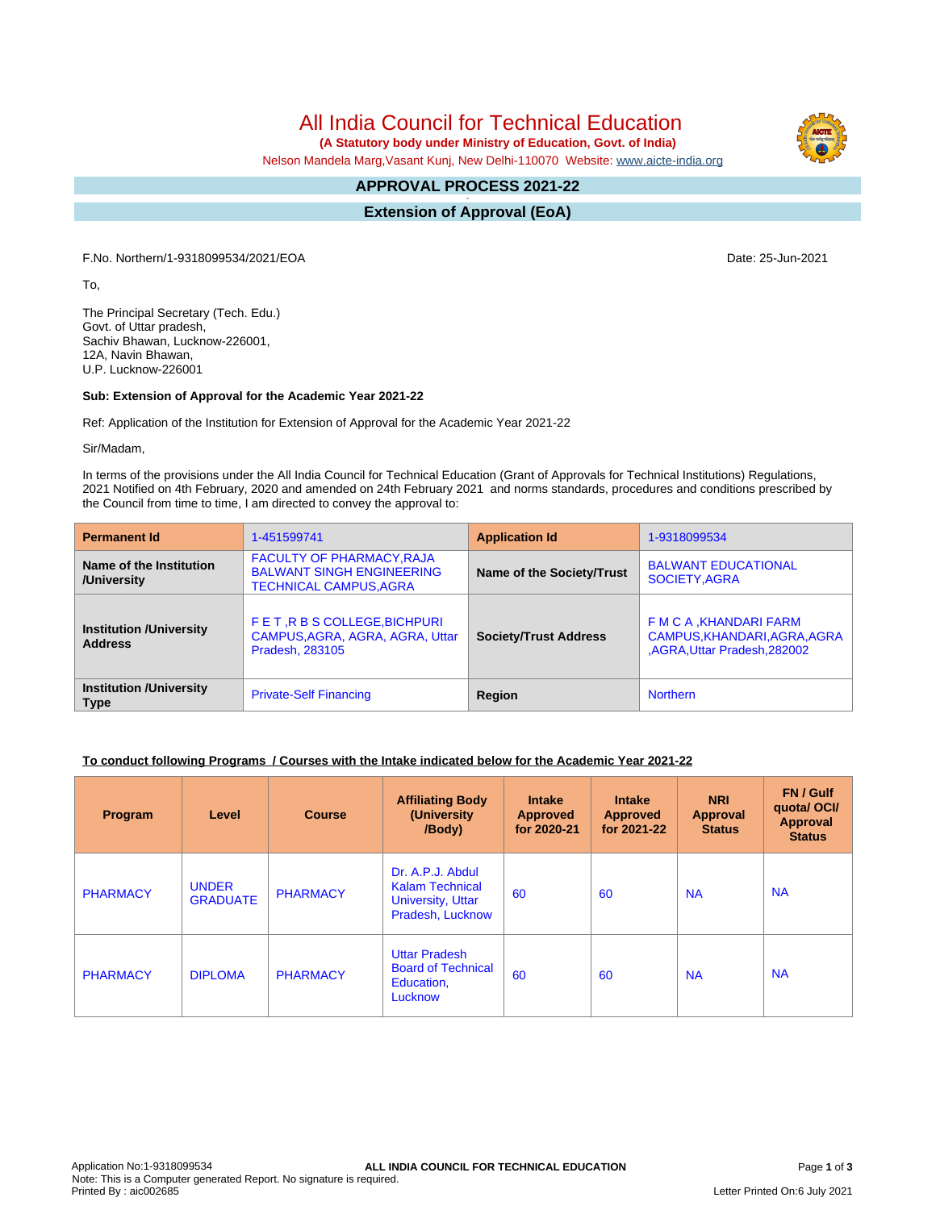# All India Council for Technical Education

**(A Statutory body under Ministry of Education, Govt. of India)**

Nelson Mandela Marg,Vasant Kunj, New Delhi-110070 Website: www.aicte-india.org

## APPROVAL PROCESS 2021-22

## Extension of Approval (EoA)

F.No. Northern/1-9318099534/2021/EOA

Date: 25-Jun-2021

To,

The Principal Secretary (Tech. Edu.)
Govt. of Uttar pradesh,
Sachiv Bhawan, Lucknow-226001,
12A, Navin Bhawan,
U.P. Lucknow-226001

**Sub: Extension of Approval for the Academic Year 2021-22**

Ref: Application of the Institution for Extension of Approval for the Academic Year 2021-22

Sir/Madam,

In terms of the provisions under the All India Council for Technical Education (Grant of Approvals for Technical Institutions) Regulations, 2021 Notified on 4th February, 2020 and amended on 24th February 2021 and norms standards, procedures and conditions prescribed by the Council from time to time, I am directed to convey the approval to:

| **Permanent Id** | 1-451599741 | **Application Id** | 1-9318099534 |
|---|---|---|---|
| **Name of the Institution /University** | FACULTY OF PHARMACY,RAJA BALWANT SINGH ENGINEERING TECHNICAL CAMPUS,AGRA | **Name of the Society/Trust** | BALWANT EDUCATIONAL SOCIETY,AGRA |
| **Institution /University Address** | F E T ,R B S COLLEGE,BICHPURI CAMPUS,AGRA, AGRA, AGRA, Uttar Pradesh, 283105 | **Society/Trust Address** | F M C A ,KHANDARI FARM CAMPUS,KHANDARI,AGRA,AGRA ,AGRA,Uttar Pradesh,282002 |
| **Institution /University Type** | Private-Self Financing | **Region** | Northern |

**To conduct following Programs / Courses with the Intake indicated below for the Academic Year 2021-22**

| Program | Level | Course | Affiliating Body (University /Body) | Intake Approved for 2020-21 | Intake Approved for 2021-22 | NRI Approval Status | FN / Gulf quota/ OCI/ Approval Status |
|---|---|---|---|---|---|---|---|
| PHARMACY | UNDER GRADUATE | PHARMACY | Dr. A.P.J. Abdul Kalam Technical University, Uttar Pradesh, Lucknow | 60 | 60 | NA | NA |
| PHARMACY | DIPLOMA | PHARMACY | Uttar Pradesh Board of Technical Education, Lucknow | 60 | 60 | NA | NA |

Application No:1-9318099534
Note: This is a Computer generated Report. No signature is required.
Printed By : aic002685

Letter Printed On:6 July 2021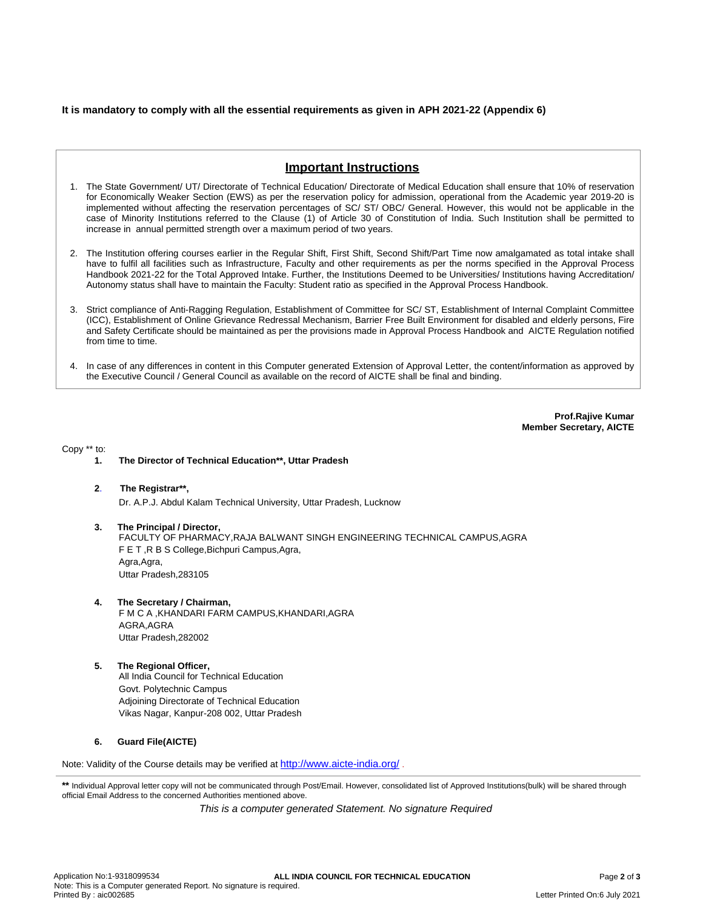**It is mandatory to comply with all the essential requirements as given in APH 2021-22 (Appendix 6)**

## Important Instructions

1. The State Government/ UT/ Directorate of Technical Education/ Directorate of Medical Education shall ensure that 10% of reservation for Economically Weaker Section (EWS) as per the reservation policy for admission, operational from the Academic year 2019-20 is implemented without affecting the reservation percentages of SC/ ST/ OBC/ General. However, this would not be applicable in the case of Minority Institutions referred to the Clause (1) of Article 30 of Constitution of India. Such Institution shall be permitted to increase in annual permitted strength over a maximum period of two years.

2. The Institution offering courses earlier in the Regular Shift, First Shift, Second Shift/Part Time now amalgamated as total intake shall have to fulfil all facilities such as Infrastructure, Faculty and other requirements as per the norms specified in the Approval Process Handbook 2021-22 for the Total Approved Intake. Further, the Institutions Deemed to be Universities/ Institutions having Accreditation/ Autonomy status shall have to maintain the Faculty: Student ratio as specified in the Approval Process Handbook.

3. Strict compliance of Anti-Ragging Regulation, Establishment of Committee for SC/ ST, Establishment of Internal Complaint Committee (ICC), Establishment of Online Grievance Redressal Mechanism, Barrier Free Built Environment for disabled and elderly persons, Fire and Safety Certificate should be maintained as per the provisions made in Approval Process Handbook and AICTE Regulation notified from time to time.

4. In case of any differences in content in this Computer generated Extension of Approval Letter, the content/information as approved by the Executive Council / General Council as available on the record of AICTE shall be final and binding.

**Prof.Rajive Kumar**
**Member Secretary, AICTE**

Copy ** to:

1. **The Director of Technical Education**, Uttar Pradesh**

2. **The Registrar**,**
   Dr. A.P.J. Abdul Kalam Technical University, Uttar Pradesh, Lucknow

3. **The Principal / Director,**
   FACULTY OF PHARMACY,RAJA BALWANT SINGH ENGINEERING TECHNICAL CAMPUS,AGRA
   F E T ,R B S College,Bichpuri Campus,Agra,
   Agra,Agra,
   Uttar Pradesh,283105

4. **The Secretary / Chairman,**
   F M C A ,KHANDARI FARM CAMPUS,KHANDARI,AGRA
   AGRA,AGRA
   Uttar Pradesh,282002

5. **The Regional Officer,**
   All India Council for Technical Education
   Govt. Polytechnic Campus
   Adjoining Directorate of Technical Education
   Vikas Nagar, Kanpur-208 002, Uttar Pradesh

6. **Guard File(AICTE)**

Note: Validity of the Course details may be verified at http://www.aicte-india.org/ .

** Individual Approval letter copy will not be communicated through Post/Email. However, consolidated list of Approved Institutions(bulk) will be shared through official Email Address to the concerned Authorities mentioned above.

*This is a computer generated Statement. No signature Required*

Application No:1-9318099534
Note: This is a Computer generated Report. No signature is required.
Printed By : aic002685

Letter Printed On:6 July 2021